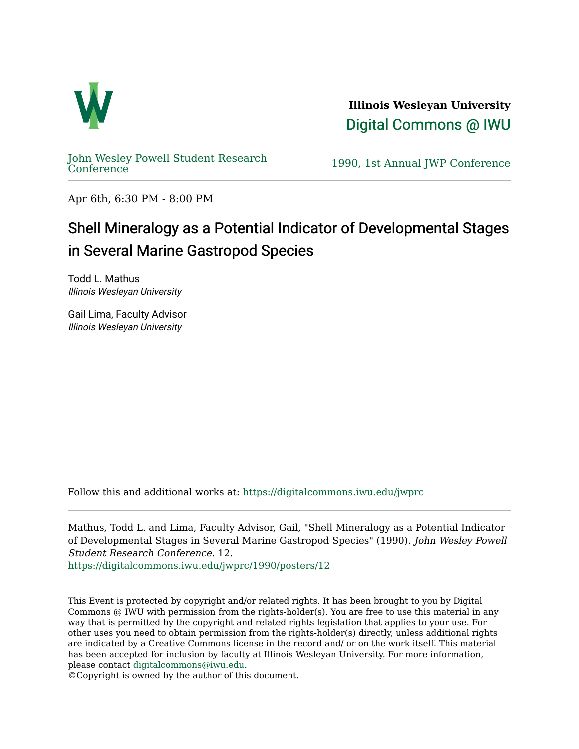**Illinois Wesleyan University**

Digital Commons @ IWU

John Wesley Powell Student Research Conference

1990, 1st Annual JWP Conference

Apr 6th, 6:30 PM - 8:00 PM

# Shell Mineralogy as a Potential Indicator of Developmental Stages in Several Marine Gastropod Species

Todd L. Mathus
*Illinois Wesleyan University*

Gail Lima, Faculty Advisor
*Illinois Wesleyan University*

Follow this and additional works at: https://digitalcommons.iwu.edu/jwprc

Mathus, Todd L. and Lima, Faculty Advisor, Gail, "Shell Mineralogy as a Potential Indicator of Developmental Stages in Several Marine Gastropod Species" (1990). *John Wesley Powell Student Research Conference*. 12.
https://digitalcommons.iwu.edu/jwprc/1990/posters/12

This Event is protected by copyright and/or related rights. It has been brought to you by Digital Commons @ IWU with permission from the rights-holder(s). You are free to use this material in any way that is permitted by the copyright and related rights legislation that applies to your use. For other uses you need to obtain permission from the rights-holder(s) directly, unless additional rights are indicated by a Creative Commons license in the record and/ or on the work itself. This material has been accepted for inclusion by faculty at Illinois Wesleyan University. For more information, please contact digitalcommons@iwu.edu.
©Copyright is owned by the author of this document.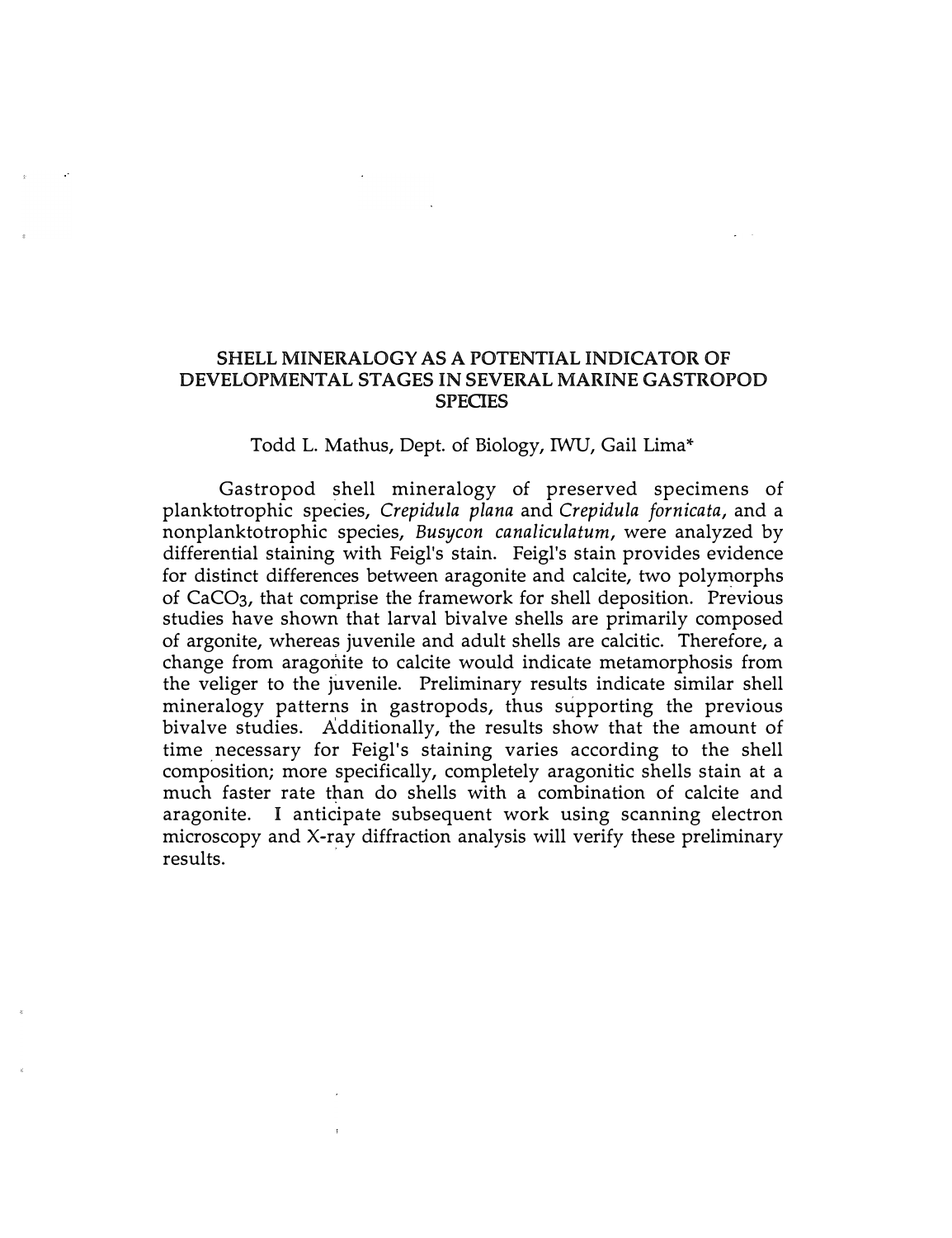# SHELL MINERALOGY AS A POTENTIAL INDICATOR OF DEVELOPMENTAL STAGES IN SEVERAL MARINE GASTROPOD SPECIES

Todd L. Mathus, Dept. of Biology, IWU, Gail Lima*

Gastropod shell mineralogy of preserved specimens of planktotrophic species, *Crepidula plana* and *Crepidula fornicata*, and a nonplanktotrophic species, *Busycon canaliculatum*, were analyzed by differential staining with Feigl's stain. Feigl's stain provides evidence for distinct differences between aragonite and calcite, two polymorphs of $CaCO_3$, that comprise the framework for shell deposition. Previous studies have shown that larval bivalve shells are primarily composed of argonite, whereas juvenile and adult shells are calcitic. Therefore, a change from aragonite to calcite would indicate metamorphosis from the veliger to the juvenile. Preliminary results indicate similar shell mineralogy patterns in gastropods, thus supporting the previous bivalve studies. Additionally, the results show that the amount of time necessary for Feigl's staining varies according to the shell composition; more specifically, completely aragonitic shells stain at a much faster rate than do shells with a combination of calcite and aragonite. I anticipate subsequent work using scanning electron microscopy and X-ray diffraction analysis will verify these preliminary results.